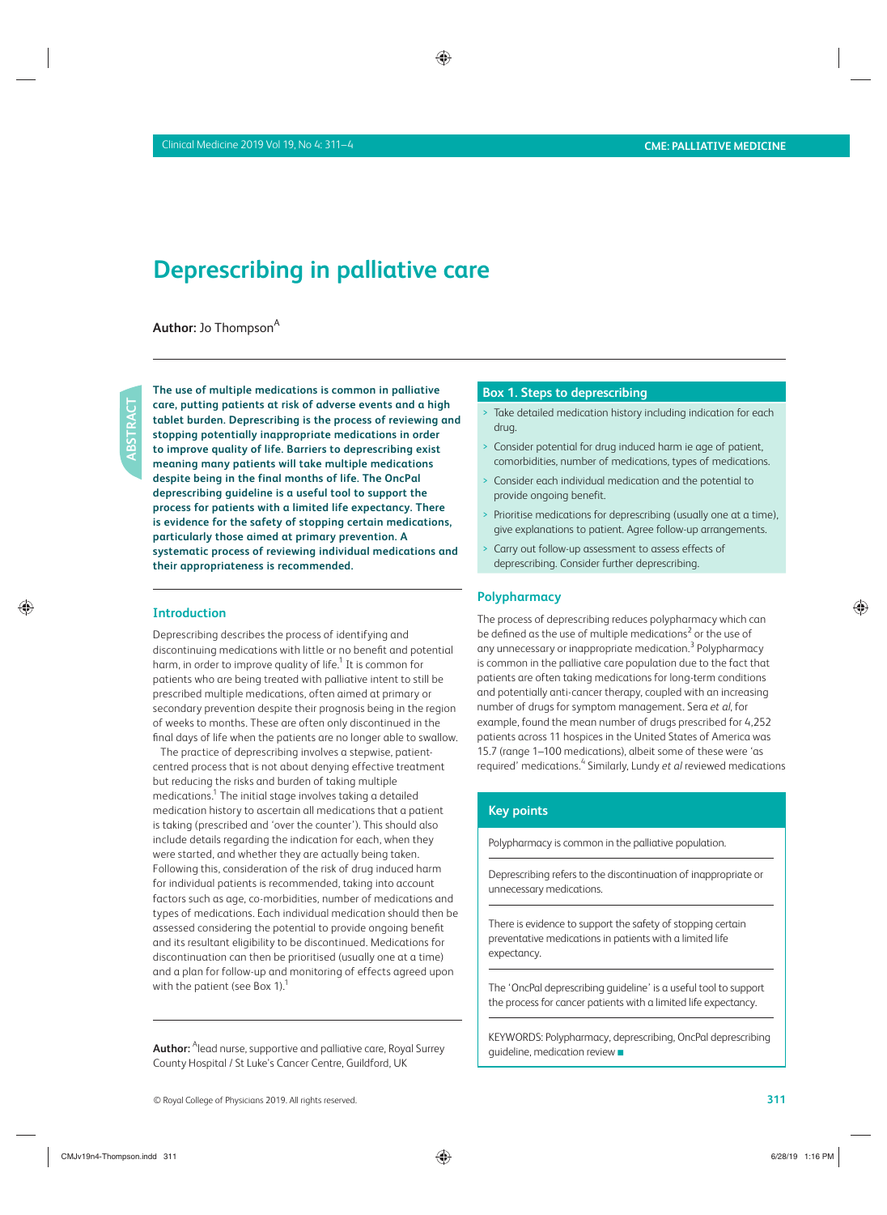// CME: PALLIATIVE MEDICINE

# Deprescribing in palliative care

**Author:** Jo Thompson[A]

**ABSTRACT**

**The use of multiple medications is common in palliative care, putting patients at risk of adverse events and a high tablet burden. Deprescribing is the process of reviewing and stopping potentially inappropriate medications in order to improve quality of life. Barriers to deprescribing exist meaning many patients will take multiple medications despite being in the final months of life. The OncPal deprescribing guideline is a useful tool to support the process for patients with a limited life expectancy. There is evidence for the safety of stopping certain medications, particularly those aimed at primary prevention. A systematic process of reviewing individual medications and their appropriateness is recommended.**

## Introduction

Deprescribing describes the process of identifying and discontinuing medications with little or no benefit and potential harm, in order to improve quality of life.[1] It is common for patients who are being treated with palliative intent to still be prescribed multiple medications, often aimed at primary or secondary prevention despite their prognosis being in the region of weeks to months. These are often only discontinued in the final days of life when the patients are no longer able to swallow.

The practice of deprescribing involves a stepwise, patient-centred process that is not about denying effective treatment but reducing the risks and burden of taking multiple medications.[1] The initial stage involves taking a detailed medication history to ascertain all medications that a patient is taking (prescribed and 'over the counter'). This should also include details regarding the indication for each, when they were started, and whether they are actually being taken. Following this, consideration of the risk of drug induced harm for individual patients is recommended, taking into account factors such as age, co-morbidities, number of medications and types of medications. Each individual medication should then be assessed considering the potential to provide ongoing benefit and its resultant eligibility to be discontinued. Medications for discontinuation can then be prioritised (usually one at a time) and a plan for follow-up and monitoring of effects agreed upon with the patient (see Box 1).[1]

**Author:** [A]lead nurse, supportive and palliative care, Royal Surrey County Hospital / St Luke's Cancer Centre, Guildford, UK

### Box 1. Steps to deprescribing

- Take detailed medication history including indication for each drug.
- Consider potential for drug induced harm ie age of patient, comorbidities, number of medications, types of medications.
- Consider each individual medication and the potential to provide ongoing benefit.
- Prioritise medications for deprescribing (usually one at a time), give explanations to patient. Agree follow-up arrangements.
- Carry out follow-up assessment to assess effects of deprescribing. Consider further deprescribing.

## Polypharmacy

The process of deprescribing reduces polypharmacy which can be defined as the use of multiple medications[2] or the use of any unnecessary or inappropriate medication.[3] Polypharmacy is common in the palliative care population due to the fact that patients are often taking medications for long-term conditions and potentially anti-cancer therapy, coupled with an increasing number of drugs for symptom management. Sera *et al*, for example, found the mean number of drugs prescribed for 4,252 patients across 11 hospices in the United States of America was 15.7 (range 1–100 medications), albeit some of these were 'as required' medications.[4] Similarly, Lundy *et al* reviewed medications

### Key points

Polypharmacy is common in the palliative population.

Deprescribing refers to the discontinuation of inappropriate or unnecessary medications.

There is evidence to support the safety of stopping certain preventative medications in patients with a limited life expectancy.

The 'OncPal deprescribing guideline' is a useful tool to support the process for cancer patients with a limited life expectancy.

KEYWORDS: Polypharmacy, deprescribing, OncPal deprescribing guideline, medication review ■

© Royal College of Physicians 2019. All rights reserved.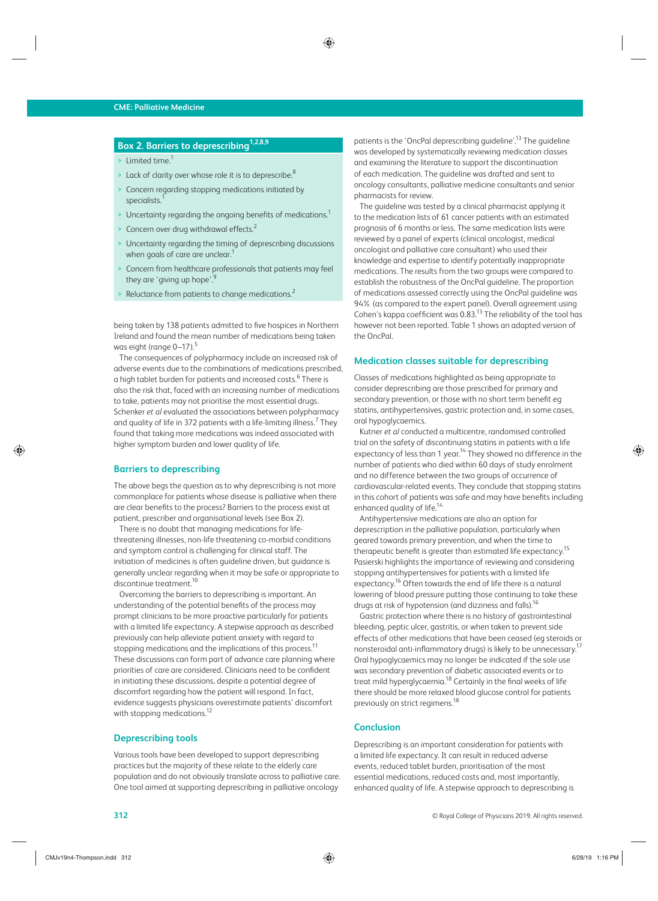## Box 2. Barriers to deprescribing[1,2,8,9]

- Limited time.[1]
- Lack of clarity over whose role it is to deprescribe.[8]
- Concern regarding stopping medications initiated by specialists.[1]
- Uncertainty regarding the ongoing benefits of medications.[1]
- Concern over drug withdrawal effects.[2]
- Uncertainty regarding the timing of deprescribing discussions when goals of care are unclear.[1]
- Concern from healthcare professionals that patients may feel they are 'giving up hope'.[9]
- Reluctance from patients to change medications.[2]

being taken by 138 patients admitted to five hospices in Northern Ireland and found the mean number of medications being taken was eight (range 0–17).[5]

The consequences of polypharmacy include an increased risk of adverse events due to the combinations of medications prescribed, a high tablet burden for patients and increased costs.[6] There is also the risk that, faced with an increasing number of medications to take, patients may not prioritise the most essential drugs. Schenker *et al* evaluated the associations between polypharmacy and quality of life in 372 patients with a life-limiting illness.[7] They found that taking more medications was indeed associated with higher symptom burden and lower quality of life.

### Barriers to deprescribing

The above begs the question as to why deprescribing is not more commonplace for patients whose disease is palliative when there are clear benefits to the process? Barriers to the process exist at patient, prescriber and organisational levels (see Box 2).

There is no doubt that managing medications for life-threatening illnesses, non-life threatening co-morbid conditions and symptom control is challenging for clinical staff. The initiation of medicines is often guideline driven, but guidance is generally unclear regarding when it may be safe or appropriate to discontinue treatment.[10]

Overcoming the barriers to deprescribing is important. An understanding of the potential benefits of the process may prompt clinicians to be more proactive particularly for patients with a limited life expectancy. A stepwise approach as described previously can help alleviate patient anxiety with regard to stopping medications and the implications of this process.[11] These discussions can form part of advance care planning where priorities of care are considered. Clinicians need to be confident in initiating these discussions, despite a potential degree of discomfort regarding how the patient will respond. In fact, evidence suggests physicians overestimate patients' discomfort with stopping medications.[12]

### Deprescribing tools

Various tools have been developed to support deprescribing practices but the majority of these relate to the elderly care population and do not obviously translate across to palliative care. One tool aimed at supporting deprescribing in palliative oncology patients is the 'OncPal deprescribing guideline'.[13] The guideline was developed by systematically reviewing medication classes and examining the literature to support the discontinuation of each medication. The guideline was drafted and sent to oncology consultants, palliative medicine consultants and senior pharmacists for review.

The guideline was tested by a clinical pharmacist applying it to the medication lists of 61 cancer patients with an estimated prognosis of 6 months or less. The same medication lists were reviewed by a panel of experts (clinical oncologist, medical oncologist and palliative care consultant) who used their knowledge and expertise to identify potentially inappropriate medications. The results from the two groups were compared to establish the robustness of the OncPal guideline. The proportion of medications assessed correctly using the OncPal guideline was 94% (as compared to the expert panel). Overall agreement using Cohen's kappa coefficient was 0.83.[13] The reliability of the tool has however not been reported. Table 1 shows an adapted version of the OncPal.

### Medication classes suitable for deprescribing

Classes of medications highlighted as being appropriate to consider deprescribing are those prescribed for primary and secondary prevention, or those with no short term benefit eg statins, antihypertensives, gastric protection and, in some cases, oral hypoglycaemics.

Kutner *et al* conducted a multicentre, randomised controlled trial on the safety of discontinuing statins in patients with a life expectancy of less than 1 year.[14] They showed no difference in the number of patients who died within 60 days of study enrolment and no difference between the two groups of occurrence of cardiovascular-related events. They conclude that stopping statins in this cohort of patients was safe and may have benefits including enhanced quality of life.[14]

Antihypertensive medications are also an option for deprescription in the palliative population, particularly when geared towards primary prevention, and when the time to therapeutic benefit is greater than estimated life expectancy.[15] Pasierski highlights the importance of reviewing and considering stopping antihypertensives for patients with a limited life expectancy.[16] Often towards the end of life there is a natural lowering of blood pressure putting those continuing to take these drugs at risk of hypotension (and dizziness and falls).[16]

Gastric protection where there is no history of gastrointestinal bleeding, peptic ulcer, gastritis, or when taken to prevent side effects of other medications that have been ceased (eg steroids or nonsteroidal anti-inflammatory drugs) is likely to be unnecessary.[17] Oral hypoglycaemics may no longer be indicated if the sole use was secondary prevention of diabetic associated events or to treat mild hyperglycaemia.[18] Certainly in the final weeks of life there should be more relaxed blood glucose control for patients previously on strict regimens.[18]

### Conclusion

Deprescribing is an important consideration for patients with a limited life expectancy. It can result in reduced adverse events, reduced tablet burden, prioritisation of the most essential medications, reduced costs and, most importantly, enhanced quality of life. A stepwise approach to deprescribing is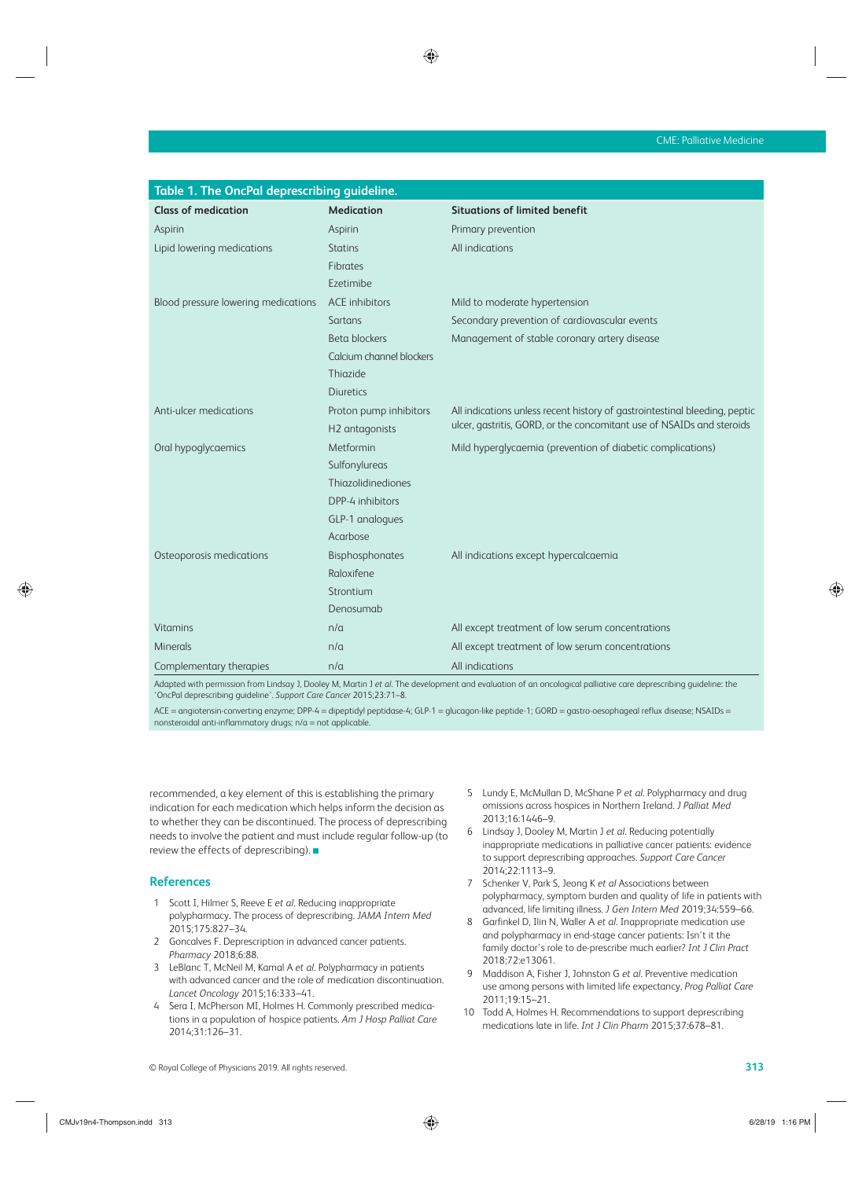**Table 1. The OncPal deprescribing guideline.**

| Class of medication | Medication | Situations of limited benefit |
|---|---|---|
| Aspirin | Aspirin | Primary prevention |
| Lipid lowering medications | Statins | All indications |
| | Fibrates | |
| | Ezetimibe | |
| Blood pressure lowering medications | ACE inhibitors | Mild to moderate hypertension |
| | Sartans | Secondary prevention of cardiovascular events |
| | Beta blockers | Management of stable coronary artery disease |
| | Calcium channel blockers | |
| | Thiazide | |
| | Diuretics | |
| Anti-ulcer medications | Proton pump inhibitors | All indications unless recent history of gastrointestinal bleeding, peptic ulcer, gastritis, GORD, or the concomitant use of NSAIDs and steroids |
| | H2 antagonists | |
| Oral hypoglycaemics | Metformin | Mild hyperglycaemia (prevention of diabetic complications) |
| | Sulfonylureas | |
| | Thiazolidinediones | |
| | DPP-4 inhibitors | |
| | GLP-1 analogues | |
| | Acarbose | |
| Osteoporosis medications | Bisphosphonates | All indications except hypercalcaemia |
| | Raloxifene | |
| | Strontium | |
| | Denosumab | |
| Vitamins | n/a | All except treatment of low serum concentrations |
| Minerals | n/a | All except treatment of low serum concentrations |
| Complementary therapies | n/a | All indications |

Adapted with permission from Lindsay J, Dooley M, Martin J *et al*. The development and evaluation of an oncological palliative care deprescribing guideline: the 'OncPal deprescribing guideline'. *Support Care Cancer* 2015;23:71–8.

ACE = angiotensin-converting enzyme; DPP-4 = dipeptidyl peptidase-4; GLP-1 = glucagon-like peptide-1; GORD = gastro-oesophageal reflux disease; NSAIDs = nonsteroidal anti-inflammatory drugs; n/a = not applicable.

recommended, a key element of this is establishing the primary indication for each medication which helps inform the decision as to whether they can be discontinued. The process of deprescribing needs to involve the patient and must include regular follow-up (to review the effects of deprescribing). ■

## References

1. Scott I, Hilmer S, Reeve E *et al*. Reducing inappropriate polypharmacy. The process of deprescribing. *JAMA Intern Med* 2015;175:827–34.
2. Goncalves F. Deprescription in advanced cancer patients. *Pharmacy* 2018;6:88.
3. LeBlanc T, McNeil M, Kamal A *et al*. Polypharmacy in patients with advanced cancer and the role of medication discontinuation. *Lancet Oncology* 2015;16:333–41.
4. Sera I, McPherson MI, Holmes H. Commonly prescribed medications in a population of hospice patients. *Am J Hosp Palliat Care* 2014;31:126–31.
5. Lundy E, McMullan D, McShane P *et al*. Polypharmacy and drug omissions across hospices in Northern Ireland. *J Palliat Med* 2013;16:1446–9.
6. Lindsay J, Dooley M, Martin J *et al*. Reducing potentially inappropriate medications in palliative cancer patients: evidence to support deprescribing approaches. *Support Care Cancer* 2014;22:1113–9.
7. Schenker V, Park S, Jeong K *et al* Associations between polypharmacy, symptom burden and quality of life in patients with advanced, life limiting illness. *J Gen Intern Med* 2019;34:559–66.
8. Garfinkel D, Ilin N, Waller A *et al*. Inappropriate medication use and polypharmacy in end-stage cancer patients: Isn't it the family doctor's role to de-prescribe much earlier? *Int J Clin Pract* 2018;72:e13061.
9. Maddison A, Fisher J, Johnston G *et al*. Preventive medication use among persons with limited life expectancy. *Prog Palliat Care* 2011;19:15–21.
10. Todd A, Holmes H. Recommendations to support deprescribing medications late in life. *Int J Clin Pharm* 2015;37:678–81.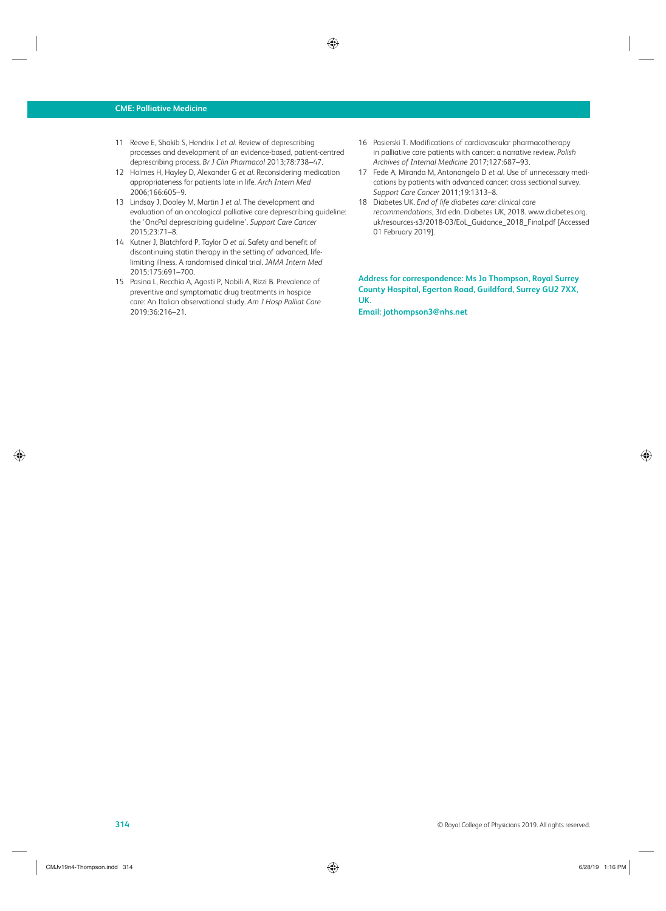11 Reeve E, Shakib S, Hendrix I *et al*. Review of deprescribing processes and development of an evidence-based, patient-centred deprescribing process. *Br J Clin Pharmacol* 2013;78:738–47.

12 Holmes H, Hayley D, Alexander G *et al*. Reconsidering medication appropriateness for patients late in life. *Arch Intern Med* 2006;166:605–9.

13 Lindsay J, Dooley M, Martin J *et al*. The development and evaluation of an oncological palliative care deprescribing guideline: the 'OncPal deprescribing guideline'. *Support Care Cancer* 2015;23:71–8.

14 Kutner J, Blatchford P, Taylor D *et al*. Safety and benefit of discontinuing statin therapy in the setting of advanced, life-limiting illness. A randomised clinical trial. *JAMA Intern Med* 2015;175:691–700.

15 Pasina L, Recchia A, Agosti P, Nobili A, Rizzi B. Prevalence of preventive and symptomatic drug treatments in hospice care: An Italian observational study. *Am J Hosp Palliat Care* 2019;36:216–21.

16 Pasierski T. Modifications of cardiovascular pharmacotherapy in palliative care patients with cancer: a narrative review. *Polish Archives of Internal Medicine* 2017;127:687–93.

17 Fede A, Miranda M, Antonangelo D *et al*. Use of unnecessary medications by patients with advanced cancer: cross sectional survey. *Support Care Cancer* 2011;19:1313–8.

18 Diabetes UK. *End of life diabetes care: clinical care recommendations*, 3rd edn. Diabetes UK, 2018. www.diabetes.org.uk/resources-s3/2018-03/EoL_Guidance_2018_Final.pdf [Accessed 01 February 2019].

**Address for correspondence: Ms Jo Thompson, Royal Surrey County Hospital, Egerton Road, Guildford, Surrey GU2 7XX, UK.**
**Email: jothompson3@nhs.net**